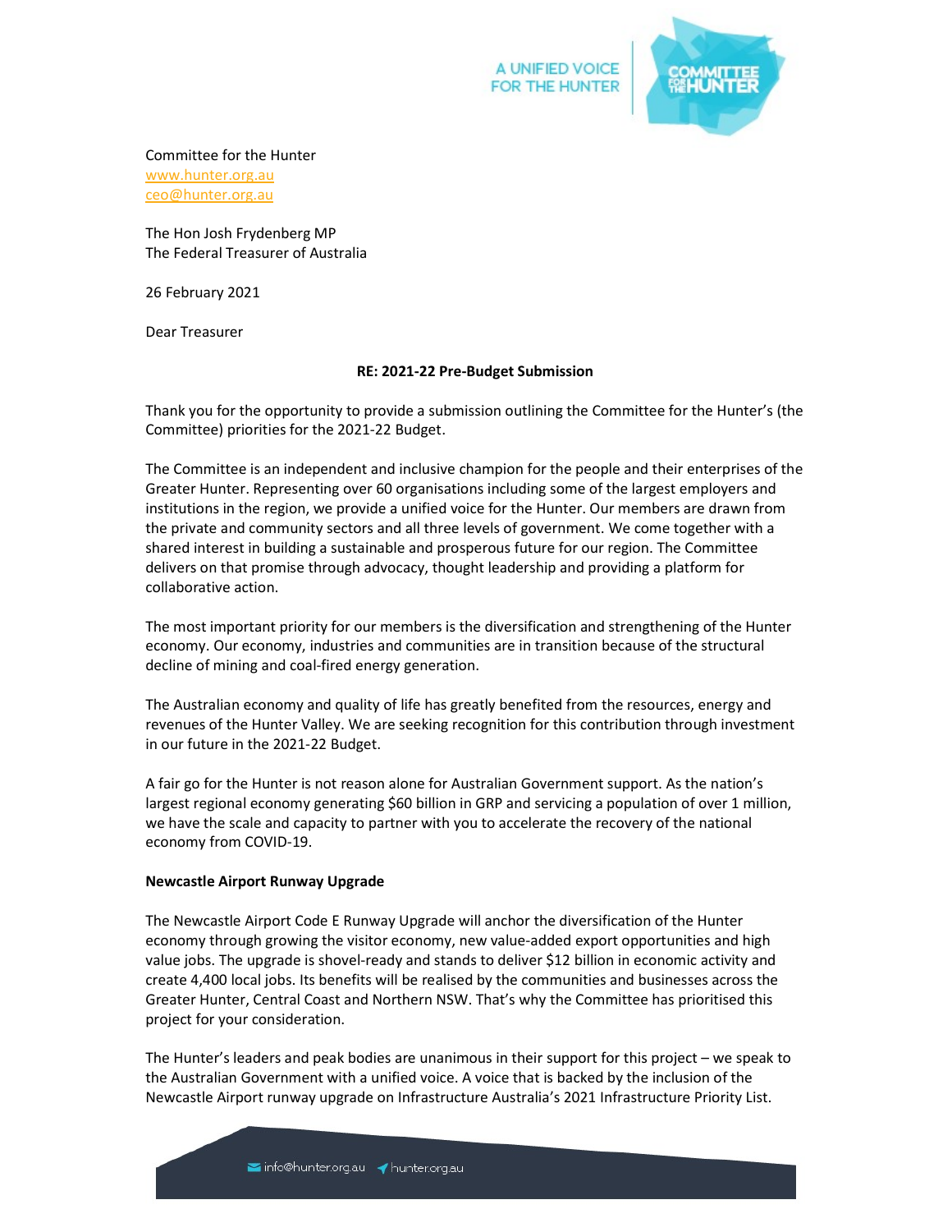Committee for the Hunter
www.hunter.org.au
ceo@hunter.org.au

The Hon Josh Frydenberg MP
The Federal Treasurer of Australia

26 February 2021

Dear Treasurer

**RE: 2021-22 Pre-Budget Submission**

Thank you for the opportunity to provide a submission outlining the Committee for the Hunter's (the Committee) priorities for the 2021-22 Budget.

The Committee is an independent and inclusive champion for the people and their enterprises of the Greater Hunter. Representing over 60 organisations including some of the largest employers and institutions in the region, we provide a unified voice for the Hunter. Our members are drawn from the private and community sectors and all three levels of government. We come together with a shared interest in building a sustainable and prosperous future for our region. The Committee delivers on that promise through advocacy, thought leadership and providing a platform for collaborative action.

The most important priority for our members is the diversification and strengthening of the Hunter economy. Our economy, industries and communities are in transition because of the structural decline of mining and coal-fired energy generation.

The Australian economy and quality of life has greatly benefited from the resources, energy and revenues of the Hunter Valley. We are seeking recognition for this contribution through investment in our future in the 2021-22 Budget.

A fair go for the Hunter is not reason alone for Australian Government support. As the nation's largest regional economy generating $60 billion in GRP and servicing a population of over 1 million, we have the scale and capacity to partner with you to accelerate the recovery of the national economy from COVID-19.

**Newcastle Airport Runway Upgrade**

The Newcastle Airport Code E Runway Upgrade will anchor the diversification of the Hunter economy through growing the visitor economy, new value-added export opportunities and high value jobs. The upgrade is shovel-ready and stands to deliver $12 billion in economic activity and create 4,400 local jobs. Its benefits will be realised by the communities and businesses across the Greater Hunter, Central Coast and Northern NSW. That's why the Committee has prioritised this project for your consideration.

The Hunter's leaders and peak bodies are unanimous in their support for this project – we speak to the Australian Government with a unified voice. A voice that is backed by the inclusion of the Newcastle Airport runway upgrade on Infrastructure Australia's 2021 Infrastructure Priority List.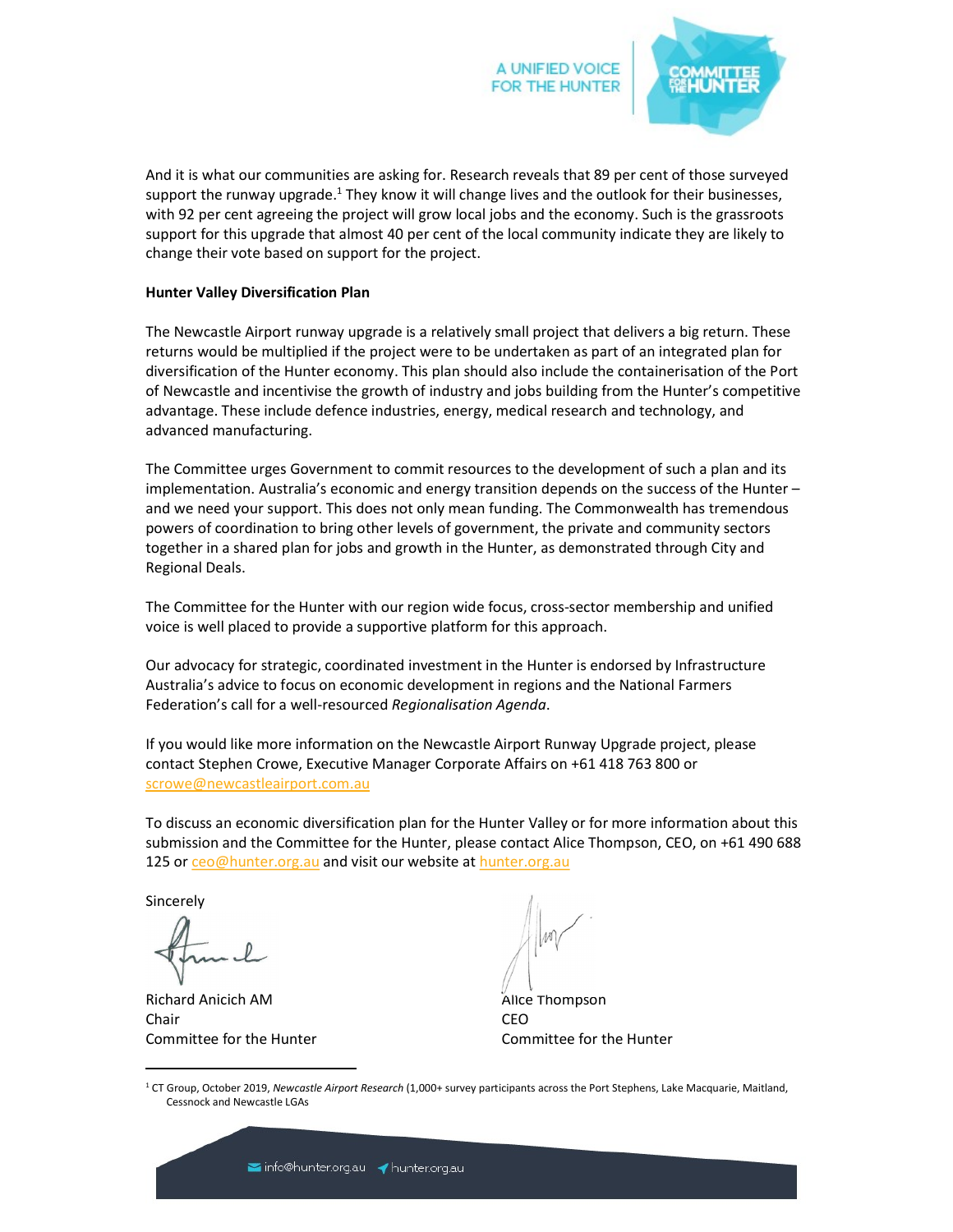And it is what our communities are asking for. Research reveals that 89 per cent of those surveyed support the runway upgrade.[1] They know it will change lives and the outlook for their businesses, with 92 per cent agreeing the project will grow local jobs and the economy. Such is the grassroots support for this upgrade that almost 40 per cent of the local community indicate they are likely to change their vote based on support for the project.

**Hunter Valley Diversification Plan**

The Newcastle Airport runway upgrade is a relatively small project that delivers a big return. These returns would be multiplied if the project were to be undertaken as part of an integrated plan for diversification of the Hunter economy. This plan should also include the containerisation of the Port of Newcastle and incentivise the growth of industry and jobs building from the Hunter's competitive advantage. These include defence industries, energy, medical research and technology, and advanced manufacturing.

The Committee urges Government to commit resources to the development of such a plan and its implementation. Australia's economic and energy transition depends on the success of the Hunter – and we need your support. This does not only mean funding. The Commonwealth has tremendous powers of coordination to bring other levels of government, the private and community sectors together in a shared plan for jobs and growth in the Hunter, as demonstrated through City and Regional Deals.

The Committee for the Hunter with our region wide focus, cross-sector membership and unified voice is well placed to provide a supportive platform for this approach.

Our advocacy for strategic, coordinated investment in the Hunter is endorsed by Infrastructure Australia's advice to focus on economic development in regions and the National Farmers Federation's call for a well-resourced *Regionalisation Agenda*.

If you would like more information on the Newcastle Airport Runway Upgrade project, please contact Stephen Crowe, Executive Manager Corporate Affairs on +61 418 763 800 or scrowe@newcastleairport.com.au

To discuss an economic diversification plan for the Hunter Valley or for more information about this submission and the Committee for the Hunter, please contact Alice Thompson, CEO, on +61 490 688 125 or ceo@hunter.org.au and visit our website at hunter.org.au

Sincerely

Richard Anicich AM
Chair
Committee for the Hunter

Alice Thompson
CEO
Committee for the Hunter

[1] CT Group, October 2019, *Newcastle Airport Research* (1,000+ survey participants across the Port Stephens, Lake Macquarie, Maitland, Cessnock and Newcastle LGAs